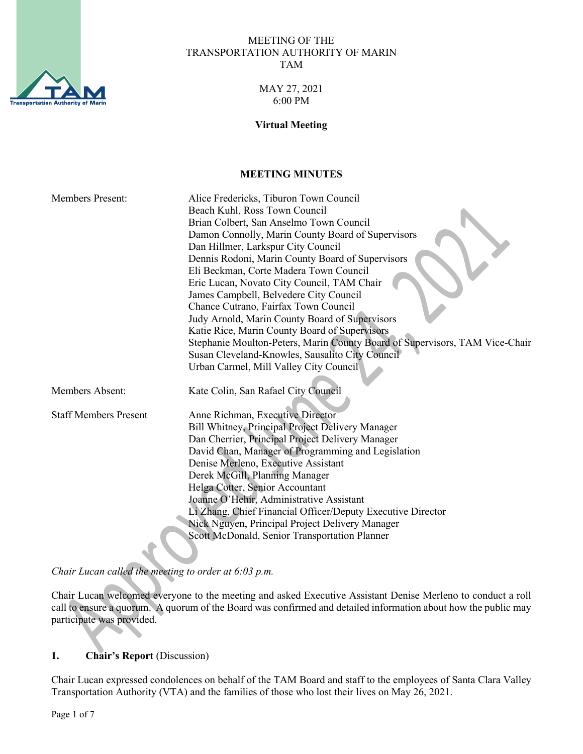MEETING OF THE
TRANSPORTATION AUTHORITY OF MARIN
TAM

MAY 27, 2021
6:00 PM

**Virtual Meeting**

**MEETING MINUTES**

| | |
|---|---|
| Members Present: | Alice Fredericks, Tiburon Town Council |
| | Beach Kuhl, Ross Town Council |
| | Brian Colbert, San Anselmo Town Council |
| | Damon Connolly, Marin County Board of Supervisors |
| | Dan Hillmer, Larkspur City Council |
| | Dennis Rodoni, Marin County Board of Supervisors |
| | Eli Beckman, Corte Madera Town Council |
| | Eric Lucan, Novato City Council, TAM Chair |
| | James Campbell, Belvedere City Council |
| | Chance Cutrano, Fairfax Town Council |
| | Judy Arnold, Marin County Board of Supervisors |
| | Katie Rice, Marin County Board of Supervisors |
| | Stephanie Moulton-Peters, Marin County Board of Supervisors, TAM Vice-Chair |
| | Susan Cleveland-Knowles, Sausalito City Council |
| | Urban Carmel, Mill Valley City Council |
| Members Absent: | Kate Colin, San Rafael City Council |
| Staff Members Present | Anne Richman, Executive Director |
| | Bill Whitney, Principal Project Delivery Manager |
| | Dan Cherrier, Principal Project Delivery Manager |
| | David Chan, Manager of Programming and Legislation |
| | Denise Merleno, Executive Assistant |
| | Derek McGill, Planning Manager |
| | Helga Cotter, Senior Accountant |
| | Joanne O'Hehir, Administrative Assistant |
| | Li Zhang, Chief Financial Officer/Deputy Executive Director |
| | Nick Nguyen, Principal Project Delivery Manager |
| | Scott McDonald, Senior Transportation Planner |

*Chair Lucan called the meeting to order at 6:03 p.m.*

Chair Lucan welcomed everyone to the meeting and asked Executive Assistant Denise Merleno to conduct a roll call to ensure a quorum. A quorum of the Board was confirmed and detailed information about how the public may participate was provided.

## 1. Chair's Report (Discussion)

Chair Lucan expressed condolences on behalf of the TAM Board and staff to the employees of Santa Clara Valley Transportation Authority (VTA) and the families of those who lost their lives on May 26, 2021.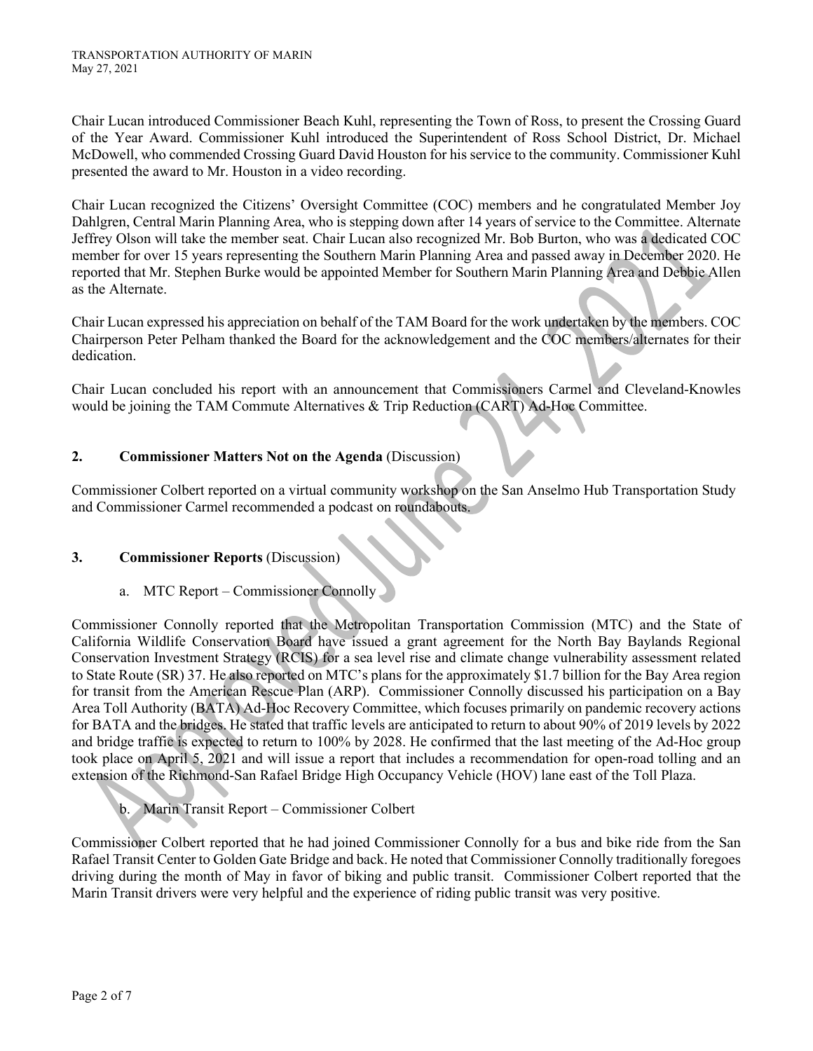Chair Lucan introduced Commissioner Beach Kuhl, representing the Town of Ross, to present the Crossing Guard of the Year Award. Commissioner Kuhl introduced the Superintendent of Ross School District, Dr. Michael McDowell, who commended Crossing Guard David Houston for his service to the community. Commissioner Kuhl presented the award to Mr. Houston in a video recording.

Chair Lucan recognized the Citizens' Oversight Committee (COC) members and he congratulated Member Joy Dahlgren, Central Marin Planning Area, who is stepping down after 14 years of service to the Committee. Alternate Jeffrey Olson will take the member seat. Chair Lucan also recognized Mr. Bob Burton, who was a dedicated COC member for over 15 years representing the Southern Marin Planning Area and passed away in December 2020. He reported that Mr. Stephen Burke would be appointed Member for Southern Marin Planning Area and Debbie Allen as the Alternate.

Chair Lucan expressed his appreciation on behalf of the TAM Board for the work undertaken by the members. COC Chairperson Peter Pelham thanked the Board for the acknowledgement and the COC members/alternates for their dedication.

Chair Lucan concluded his report with an announcement that Commissioners Carmel and Cleveland-Knowles would be joining the TAM Commute Alternatives & Trip Reduction (CART) Ad-Hoc Committee.

## 2. Commissioner Matters Not on the Agenda (Discussion)

Commissioner Colbert reported on a virtual community workshop on the San Anselmo Hub Transportation Study and Commissioner Carmel recommended a podcast on roundabouts.

## 3. Commissioner Reports (Discussion)

a. MTC Report – Commissioner Connolly

Commissioner Connolly reported that the Metropolitan Transportation Commission (MTC) and the State of California Wildlife Conservation Board have issued a grant agreement for the North Bay Baylands Regional Conservation Investment Strategy (RCIS) for a sea level rise and climate change vulnerability assessment related to State Route (SR) 37. He also reported on MTC's plans for the approximately $1.7 billion for the Bay Area region for transit from the American Rescue Plan (ARP). Commissioner Connolly discussed his participation on a Bay Area Toll Authority (BATA) Ad-Hoc Recovery Committee, which focuses primarily on pandemic recovery actions for BATA and the bridges. He stated that traffic levels are anticipated to return to about 90% of 2019 levels by 2022 and bridge traffic is expected to return to 100% by 2028. He confirmed that the last meeting of the Ad-Hoc group took place on April 5, 2021 and will issue a report that includes a recommendation for open-road tolling and an extension of the Richmond-San Rafael Bridge High Occupancy Vehicle (HOV) lane east of the Toll Plaza.

b. Marin Transit Report – Commissioner Colbert

Commissioner Colbert reported that he had joined Commissioner Connolly for a bus and bike ride from the San Rafael Transit Center to Golden Gate Bridge and back. He noted that Commissioner Connolly traditionally foregoes driving during the month of May in favor of biking and public transit. Commissioner Colbert reported that the Marin Transit drivers were very helpful and the experience of riding public transit was very positive.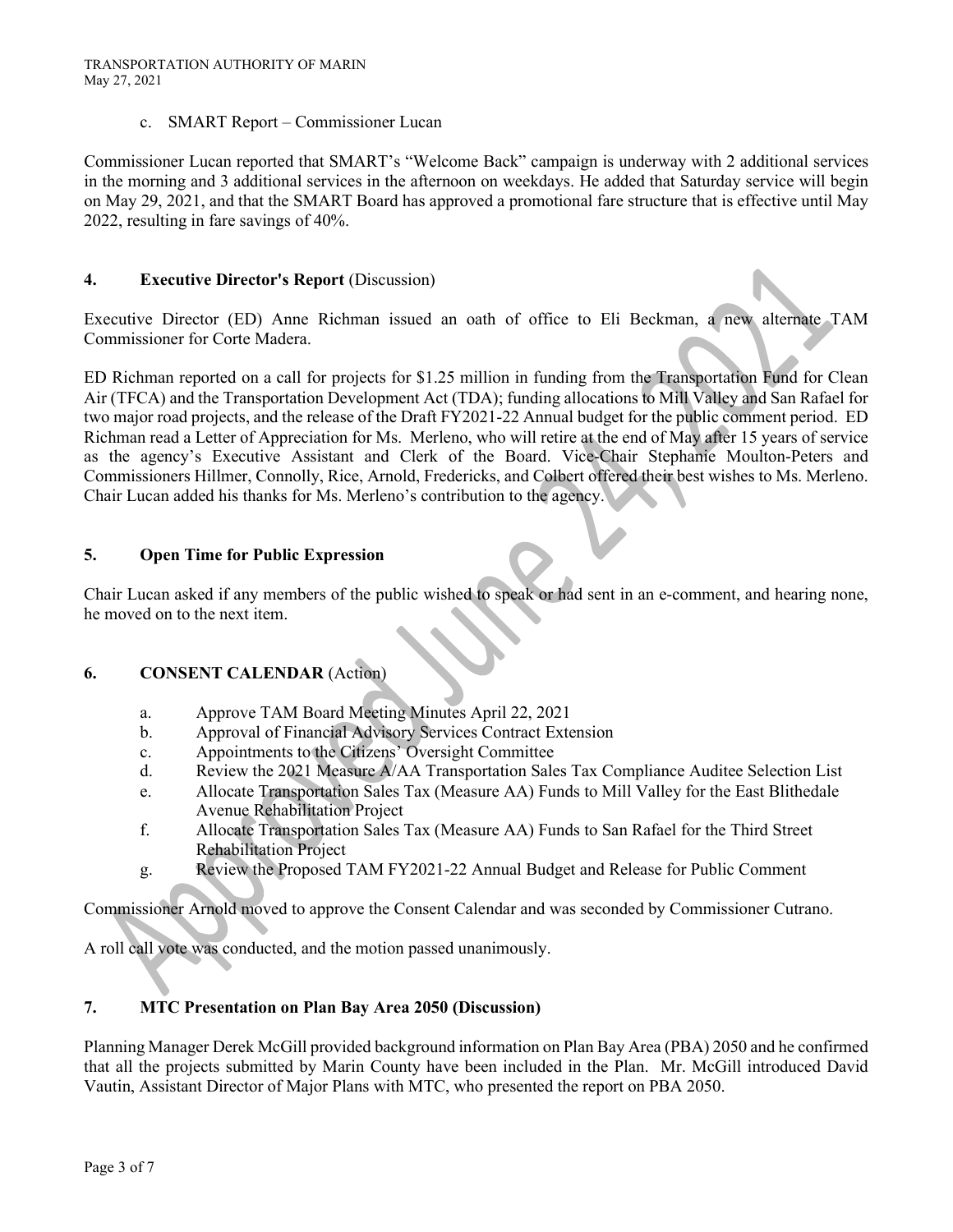c. SMART Report – Commissioner Lucan

Commissioner Lucan reported that SMART's "Welcome Back" campaign is underway with 2 additional services in the morning and 3 additional services in the afternoon on weekdays. He added that Saturday service will begin on May 29, 2021, and that the SMART Board has approved a promotional fare structure that is effective until May 2022, resulting in fare savings of 40%.

**4. Executive Director's Report** (Discussion)

Executive Director (ED) Anne Richman issued an oath of office to Eli Beckman, a new alternate TAM Commissioner for Corte Madera.

ED Richman reported on a call for projects for $1.25 million in funding from the Transportation Fund for Clean Air (TFCA) and the Transportation Development Act (TDA); funding allocations to Mill Valley and San Rafael for two major road projects, and the release of the Draft FY2021-22 Annual budget for the public comment period. ED Richman read a Letter of Appreciation for Ms. Merleno, who will retire at the end of May after 15 years of service as the agency's Executive Assistant and Clerk of the Board. Vice-Chair Stephanie Moulton-Peters and Commissioners Hillmer, Connolly, Rice, Arnold, Fredericks, and Colbert offered their best wishes to Ms. Merleno. Chair Lucan added his thanks for Ms. Merleno's contribution to the agency.

**5. Open Time for Public Expression**

Chair Lucan asked if any members of the public wished to speak or had sent in an e-comment, and hearing none, he moved on to the next item.

**6. CONSENT CALENDAR** (Action)

a. Approve TAM Board Meeting Minutes April 22, 2021
b. Approval of Financial Advisory Services Contract Extension
c. Appointments to the Citizens' Oversight Committee
d. Review the 2021 Measure A/AA Transportation Sales Tax Compliance Auditee Selection List
e. Allocate Transportation Sales Tax (Measure AA) Funds to Mill Valley for the East Blithedale Avenue Rehabilitation Project
f. Allocate Transportation Sales Tax (Measure AA) Funds to San Rafael for the Third Street Rehabilitation Project
g. Review the Proposed TAM FY2021-22 Annual Budget and Release for Public Comment

Commissioner Arnold moved to approve the Consent Calendar and was seconded by Commissioner Cutrano.

A roll call vote was conducted, and the motion passed unanimously.

**7. MTC Presentation on Plan Bay Area 2050 (Discussion)**

Planning Manager Derek McGill provided background information on Plan Bay Area (PBA) 2050 and he confirmed that all the projects submitted by Marin County have been included in the Plan. Mr. McGill introduced David Vautin, Assistant Director of Major Plans with MTC, who presented the report on PBA 2050.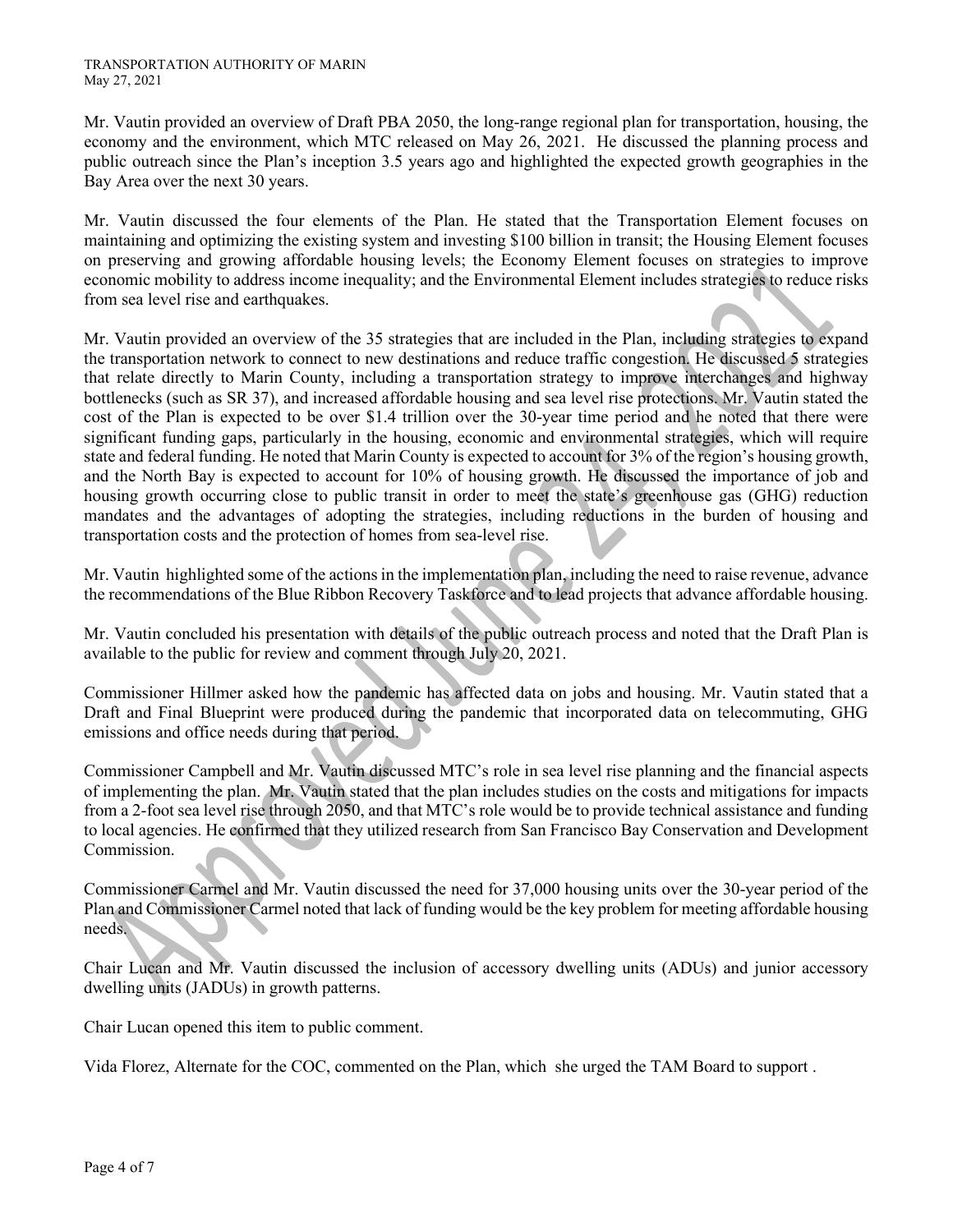Mr. Vautin provided an overview of Draft PBA 2050, the long-range regional plan for transportation, housing, the economy and the environment, which MTC released on May 26, 2021. He discussed the planning process and public outreach since the Plan's inception 3.5 years ago and highlighted the expected growth geographies in the Bay Area over the next 30 years.

Mr. Vautin discussed the four elements of the Plan. He stated that the Transportation Element focuses on maintaining and optimizing the existing system and investing $100 billion in transit; the Housing Element focuses on preserving and growing affordable housing levels; the Economy Element focuses on strategies to improve economic mobility to address income inequality; and the Environmental Element includes strategies to reduce risks from sea level rise and earthquakes.

Mr. Vautin provided an overview of the 35 strategies that are included in the Plan, including strategies to expand the transportation network to connect to new destinations and reduce traffic congestion. He discussed 5 strategies that relate directly to Marin County, including a transportation strategy to improve interchanges and highway bottlenecks (such as SR 37), and increased affordable housing and sea level rise protections. Mr. Vautin stated the cost of the Plan is expected to be over $1.4 trillion over the 30-year time period and he noted that there were significant funding gaps, particularly in the housing, economic and environmental strategies, which will require state and federal funding. He noted that Marin County is expected to account for 3% of the region's housing growth, and the North Bay is expected to account for 10% of housing growth. He discussed the importance of job and housing growth occurring close to public transit in order to meet the state's greenhouse gas (GHG) reduction mandates and the advantages of adopting the strategies, including reductions in the burden of housing and transportation costs and the protection of homes from sea-level rise.

Mr. Vautin highlighted some of the actions in the implementation plan, including the need to raise revenue, advance the recommendations of the Blue Ribbon Recovery Taskforce and to lead projects that advance affordable housing.

Mr. Vautin concluded his presentation with details of the public outreach process and noted that the Draft Plan is available to the public for review and comment through July 20, 2021.

Commissioner Hillmer asked how the pandemic has affected data on jobs and housing. Mr. Vautin stated that a Draft and Final Blueprint were produced during the pandemic that incorporated data on telecommuting, GHG emissions and office needs during that period.

Commissioner Campbell and Mr. Vautin discussed MTC's role in sea level rise planning and the financial aspects of implementing the plan. Mr. Vautin stated that the plan includes studies on the costs and mitigations for impacts from a 2-foot sea level rise through 2050, and that MTC's role would be to provide technical assistance and funding to local agencies. He confirmed that they utilized research from San Francisco Bay Conservation and Development Commission.

Commissioner Carmel and Mr. Vautin discussed the need for 37,000 housing units over the 30-year period of the Plan and Commissioner Carmel noted that lack of funding would be the key problem for meeting affordable housing needs.

Chair Lucan and Mr. Vautin discussed the inclusion of accessory dwelling units (ADUs) and junior accessory dwelling units (JADUs) in growth patterns.

Chair Lucan opened this item to public comment.

Vida Florez, Alternate for the COC, commented on the Plan, which she urged the TAM Board to support .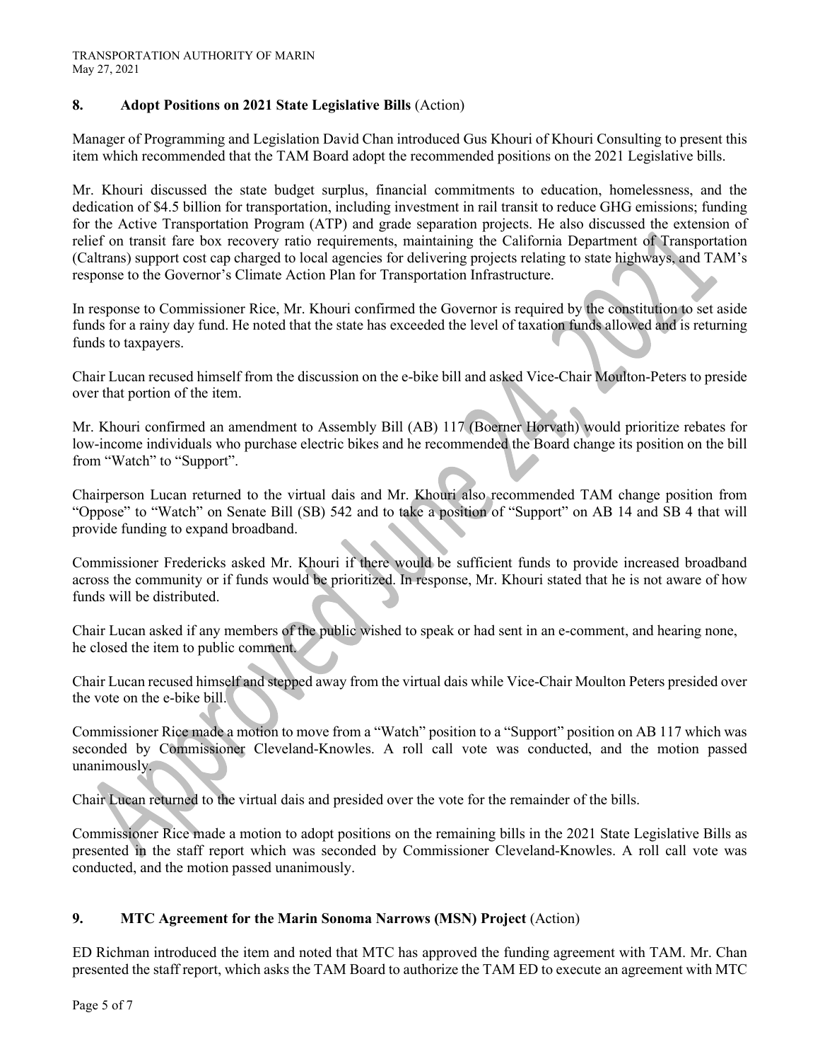## 8. Adopt Positions on 2021 State Legislative Bills (Action)

Manager of Programming and Legislation David Chan introduced Gus Khouri of Khouri Consulting to present this item which recommended that the TAM Board adopt the recommended positions on the 2021 Legislative bills.

Mr. Khouri discussed the state budget surplus, financial commitments to education, homelessness, and the dedication of $4.5 billion for transportation, including investment in rail transit to reduce GHG emissions; funding for the Active Transportation Program (ATP) and grade separation projects. He also discussed the extension of relief on transit fare box recovery ratio requirements, maintaining the California Department of Transportation (Caltrans) support cost cap charged to local agencies for delivering projects relating to state highways, and TAM's response to the Governor's Climate Action Plan for Transportation Infrastructure.

In response to Commissioner Rice, Mr. Khouri confirmed the Governor is required by the constitution to set aside funds for a rainy day fund. He noted that the state has exceeded the level of taxation funds allowed and is returning funds to taxpayers.

Chair Lucan recused himself from the discussion on the e-bike bill and asked Vice-Chair Moulton-Peters to preside over that portion of the item.

Mr. Khouri confirmed an amendment to Assembly Bill (AB) 117 (Boerner Horvath) would prioritize rebates for low-income individuals who purchase electric bikes and he recommended the Board change its position on the bill from "Watch" to "Support".

Chairperson Lucan returned to the virtual dais and Mr. Khouri also recommended TAM change position from "Oppose" to "Watch" on Senate Bill (SB) 542 and to take a position of "Support" on AB 14 and SB 4 that will provide funding to expand broadband.

Commissioner Fredericks asked Mr. Khouri if there would be sufficient funds to provide increased broadband across the community or if funds would be prioritized. In response, Mr. Khouri stated that he is not aware of how funds will be distributed.

Chair Lucan asked if any members of the public wished to speak or had sent in an e-comment, and hearing none, he closed the item to public comment.

Chair Lucan recused himself and stepped away from the virtual dais while Vice-Chair Moulton Peters presided over the vote on the e-bike bill.

Commissioner Rice made a motion to move from a "Watch" position to a "Support" position on AB 117 which was seconded by Commissioner Cleveland-Knowles. A roll call vote was conducted, and the motion passed unanimously.

Chair Lucan returned to the virtual dais and presided over the vote for the remainder of the bills.

Commissioner Rice made a motion to adopt positions on the remaining bills in the 2021 State Legislative Bills as presented in the staff report which was seconded by Commissioner Cleveland-Knowles. A roll call vote was conducted, and the motion passed unanimously.

## 9. MTC Agreement for the Marin Sonoma Narrows (MSN) Project (Action)

ED Richman introduced the item and noted that MTC has approved the funding agreement with TAM. Mr. Chan presented the staff report, which asks the TAM Board to authorize the TAM ED to execute an agreement with MTC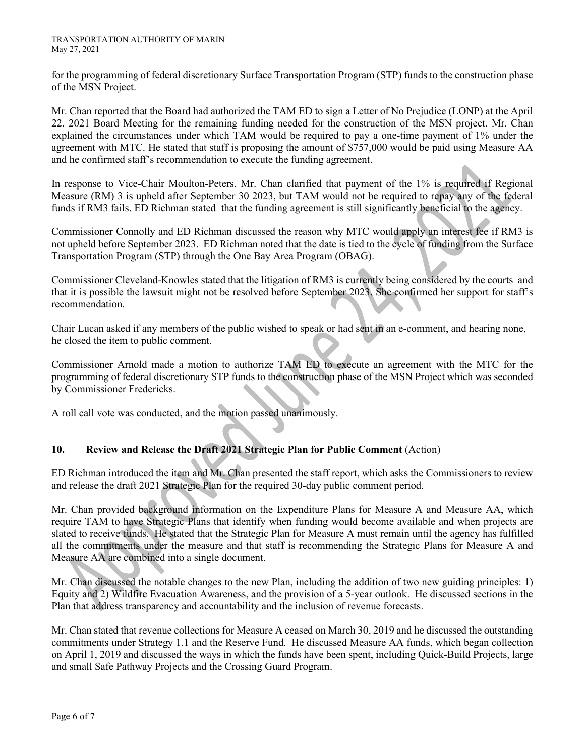for the programming of federal discretionary Surface Transportation Program (STP) funds to the construction phase of the MSN Project.

Mr. Chan reported that the Board had authorized the TAM ED to sign a Letter of No Prejudice (LONP) at the April 22, 2021 Board Meeting for the remaining funding needed for the construction of the MSN project. Mr. Chan explained the circumstances under which TAM would be required to pay a one-time payment of 1% under the agreement with MTC. He stated that staff is proposing the amount of $757,000 would be paid using Measure AA and he confirmed staff's recommendation to execute the funding agreement.

In response to Vice-Chair Moulton-Peters, Mr. Chan clarified that payment of the 1% is required if Regional Measure (RM) 3 is upheld after September 30 2023, but TAM would not be required to repay any of the federal funds if RM3 fails. ED Richman stated that the funding agreement is still significantly beneficial to the agency.

Commissioner Connolly and ED Richman discussed the reason why MTC would apply an interest fee if RM3 is not upheld before September 2023. ED Richman noted that the date is tied to the cycle of funding from the Surface Transportation Program (STP) through the One Bay Area Program (OBAG).

Commissioner Cleveland-Knowles stated that the litigation of RM3 is currently being considered by the courts and that it is possible the lawsuit might not be resolved before September 2023. She confirmed her support for staff's recommendation.

Chair Lucan asked if any members of the public wished to speak or had sent in an e-comment, and hearing none, he closed the item to public comment.

Commissioner Arnold made a motion to authorize TAM ED to execute an agreement with the MTC for the programming of federal discretionary STP funds to the construction phase of the MSN Project which was seconded by Commissioner Fredericks.

A roll call vote was conducted, and the motion passed unanimously.

## 10. Review and Release the Draft 2021 Strategic Plan for Public Comment (Action)

ED Richman introduced the item and Mr. Chan presented the staff report, which asks the Commissioners to review and release the draft 2021 Strategic Plan for the required 30-day public comment period.

Mr. Chan provided background information on the Expenditure Plans for Measure A and Measure AA, which require TAM to have Strategic Plans that identify when funding would become available and when projects are slated to receive funds. He stated that the Strategic Plan for Measure A must remain until the agency has fulfilled all the commitments under the measure and that staff is recommending the Strategic Plans for Measure A and Measure AA are combined into a single document.

Mr. Chan discussed the notable changes to the new Plan, including the addition of two new guiding principles: 1) Equity and 2) Wildfire Evacuation Awareness, and the provision of a 5-year outlook. He discussed sections in the Plan that address transparency and accountability and the inclusion of revenue forecasts.

Mr. Chan stated that revenue collections for Measure A ceased on March 30, 2019 and he discussed the outstanding commitments under Strategy 1.1 and the Reserve Fund. He discussed Measure AA funds, which began collection on April 1, 2019 and discussed the ways in which the funds have been spent, including Quick-Build Projects, large and small Safe Pathway Projects and the Crossing Guard Program.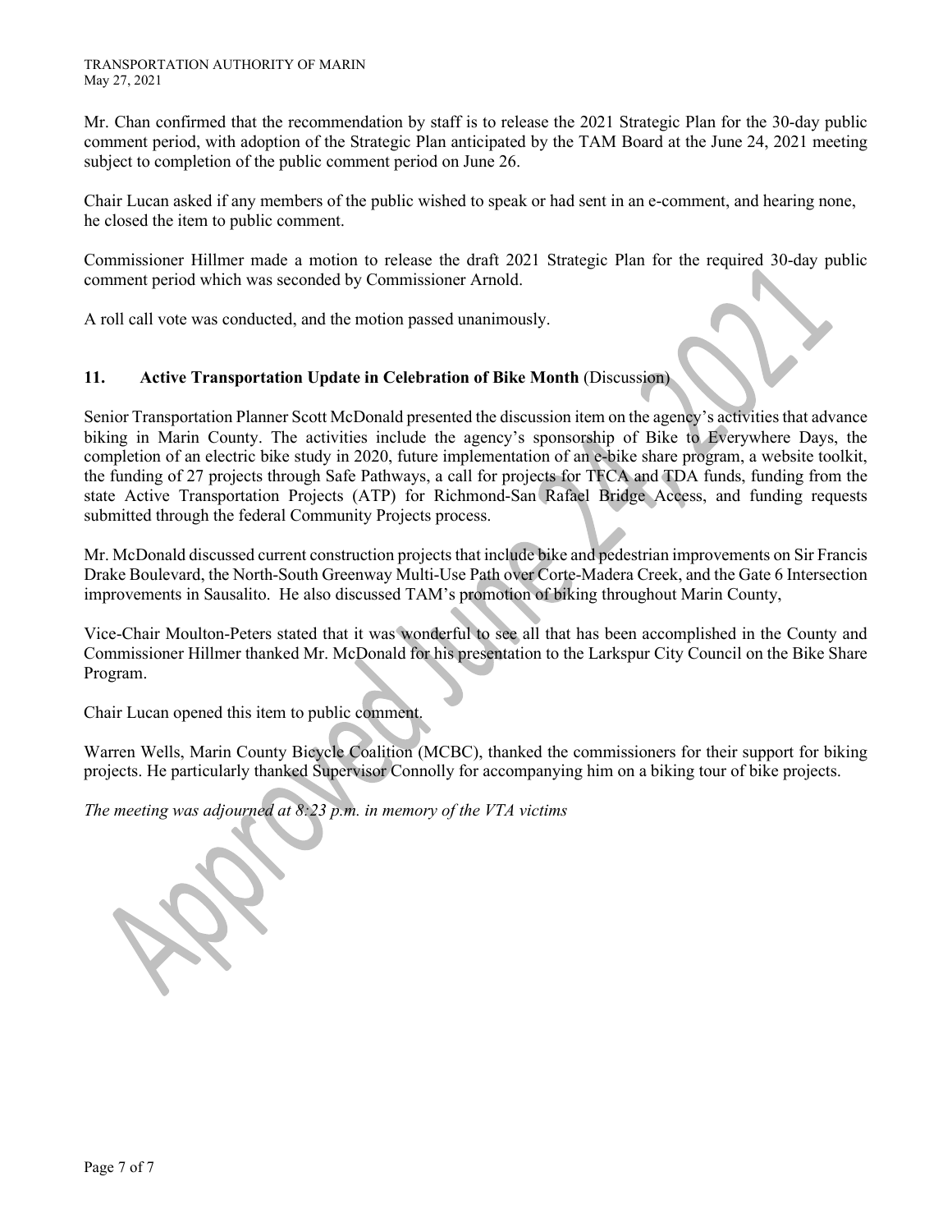Mr. Chan confirmed that the recommendation by staff is to release the 2021 Strategic Plan for the 30-day public comment period, with adoption of the Strategic Plan anticipated by the TAM Board at the June 24, 2021 meeting subject to completion of the public comment period on June 26.

Chair Lucan asked if any members of the public wished to speak or had sent in an e-comment, and hearing none, he closed the item to public comment.

Commissioner Hillmer made a motion to release the draft 2021 Strategic Plan for the required 30-day public comment period which was seconded by Commissioner Arnold.

A roll call vote was conducted, and the motion passed unanimously.

## 11. Active Transportation Update in Celebration of Bike Month (Discussion)

Senior Transportation Planner Scott McDonald presented the discussion item on the agency's activities that advance biking in Marin County. The activities include the agency's sponsorship of Bike to Everywhere Days, the completion of an electric bike study in 2020, future implementation of an e-bike share program, a website toolkit, the funding of 27 projects through Safe Pathways, a call for projects for TFCA and TDA funds, funding from the state Active Transportation Projects (ATP) for Richmond-San Rafael Bridge Access, and funding requests submitted through the federal Community Projects process.

Mr. McDonald discussed current construction projects that include bike and pedestrian improvements on Sir Francis Drake Boulevard, the North-South Greenway Multi-Use Path over Corte-Madera Creek, and the Gate 6 Intersection improvements in Sausalito. He also discussed TAM's promotion of biking throughout Marin County,

Vice-Chair Moulton-Peters stated that it was wonderful to see all that has been accomplished in the County and Commissioner Hillmer thanked Mr. McDonald for his presentation to the Larkspur City Council on the Bike Share Program.

Chair Lucan opened this item to public comment.

Warren Wells, Marin County Bicycle Coalition (MCBC), thanked the commissioners for their support for biking projects. He particularly thanked Supervisor Connolly for accompanying him on a biking tour of bike projects.

*The meeting was adjourned at 8:23 p.m. in memory of the VTA victims*

Approved June 24, 2021